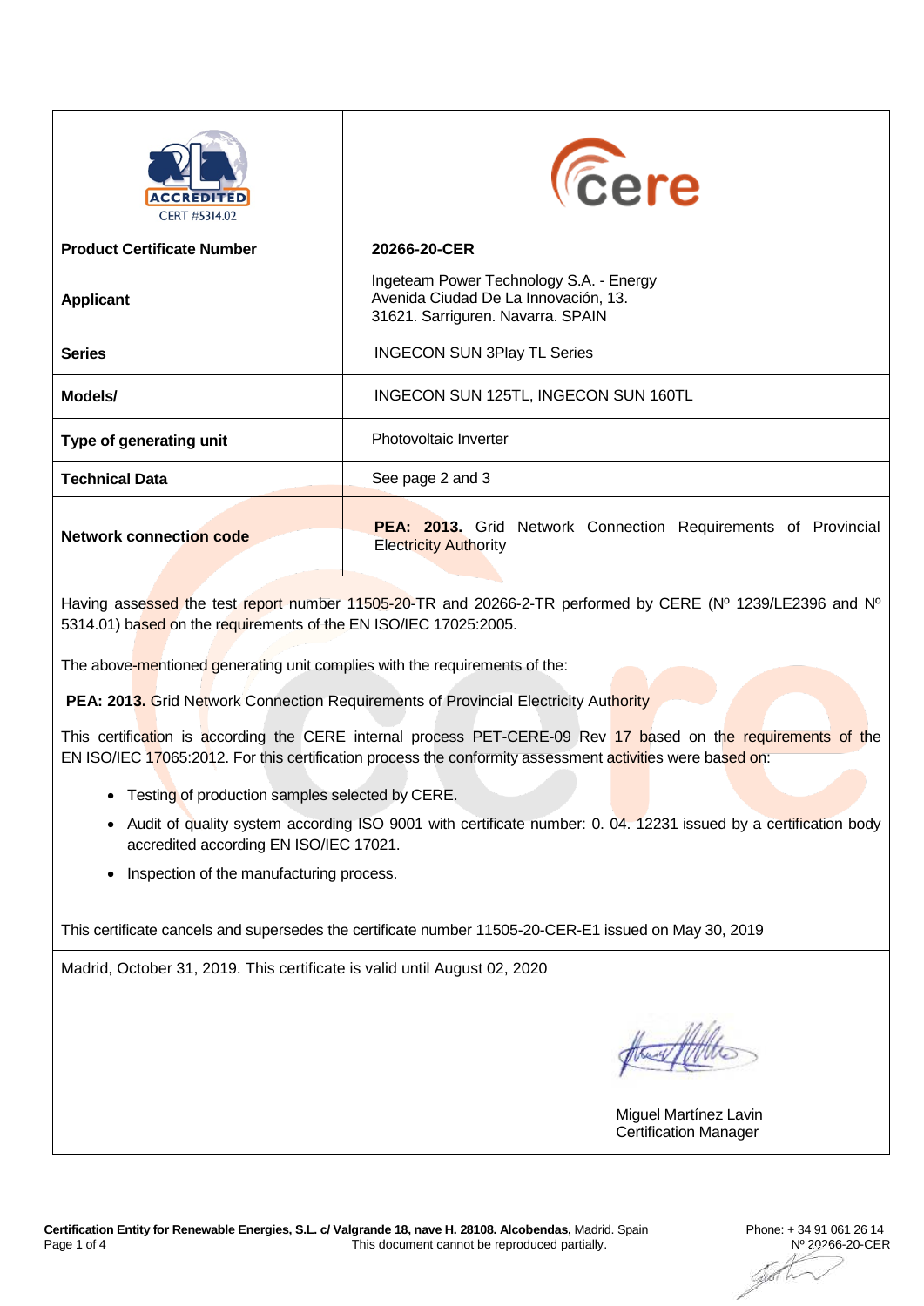| ACCREDITED CERT #5314.02 | cere |
|---|---|
| **Product Certificate Number** | **20266-20-CER** |
| **Applicant** | Ingeteam Power Technology S.A. - Energy<br>Avenida Ciudad De La Innovación, 13.<br>31621. Sarriguren. Navarra. SPAIN |
| **Series** | INGECON SUN 3Play TL Series |
| **Models/** | INGECON SUN 125TL, INGECON SUN 160TL |
| **Type of generating unit** | Photovoltaic Inverter |
| **Technical Data** | See page 2 and 3 |
| **Network connection code** | **PEA: 2013.** Grid Network Connection Requirements of Provincial Electricity Authority |

Having assessed the test report number 11505-20-TR and 20266-2-TR performed by CERE (Nº 1239/LE2396 and Nº 5314.01) based on the requirements of the EN ISO/IEC 17025:2005.

The above-mentioned generating unit complies with the requirements of the:

**PEA: 2013.** Grid Network Connection Requirements of Provincial Electricity Authority

This certification is according the CERE internal process PET-CERE-09 Rev 17 based on the requirements of the EN ISO/IEC 17065:2012. For this certification process the conformity assessment activities were based on:

- Testing of production samples selected by CERE.
- Audit of quality system according ISO 9001 with certificate number: 0. 04. 12231 issued by a certification body accredited according EN ISO/IEC 17021.
- Inspection of the manufacturing process.

This certificate cancels and supersedes the certificate number 11505-20-CER-E1 issued on May 30, 2019

Madrid, October 31, 2019. This certificate is valid until August 02, 2020

Miguel Martínez Lavin
Certification Manager

**Certification Entity for Renewable Energies, S.L. c/ Valgrande 18, nave H. 28108. Alcobendas,** Madrid. Spain Phone: + 34 91 061 26 14

This document cannot be reproduced partially. Nº 20266-20-CER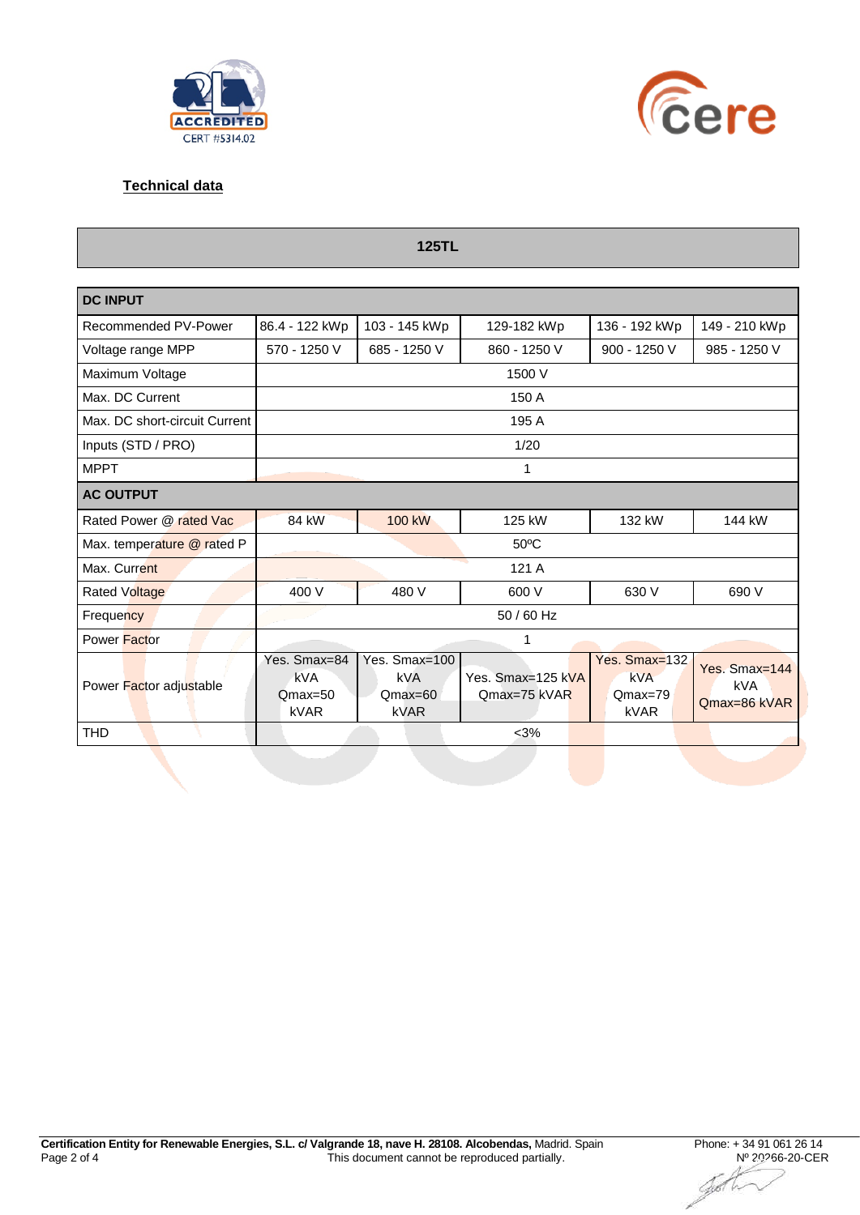## Technical data

| 125TL | | | | | |
|---|---|---|---|---|---|
| **DC INPUT** | | | | | |
| Recommended PV-Power | 86.4 - 122 kWp | 103 - 145 kWp | 129-182 kWp | 136 - 192 kWp | 149 - 210 kWp |
| Voltage range MPP | 570 - 1250 V | 685 - 1250 V | 860 - 1250 V | 900 - 1250 V | 985 - 1250 V |
| Maximum Voltage | 1500 V | | | | |
| Max. DC Current | 150 A | | | | |
| Max. DC short-circuit Current | 195 A | | | | |
| Inputs (STD / PRO) | 1/20 | | | | |
| MPPT | 1 | | | | |
| **AC OUTPUT** | | | | | |
| Rated Power @ rated Vac | 84 kW | 100 kW | 125 kW | 132 kW | 144 kW |
| Max. temperature @ rated P | 50ºC | | | | |
| Max. Current | 121 A | | | | |
| Rated Voltage | 400 V | 480 V | 600 V | 630 V | 690 V |
| Frequency | 50 / 60 Hz | | | | |
| Power Factor | 1 | | | | |
| Power Factor adjustable | Yes. Smax=84 kVA Qmax=50 kVAR | Yes. Smax=100 kVA Qmax=60 kVAR | Yes. Smax=125 kVA Qmax=75 kVAR | Yes. Smax=132 kVA Qmax=79 kVAR | Yes. Smax=144 kVA Qmax=86 kVAR |
| THD | <3% | | | | |

**Certification Entity for Renewable Energies, S.L. c/ Valgrande 18, nave H. 28108. Alcobendas,** Madrid. Spain Phone: + 34 91 061 26 14

This document cannot be reproduced partially. Nº 20266-20-CER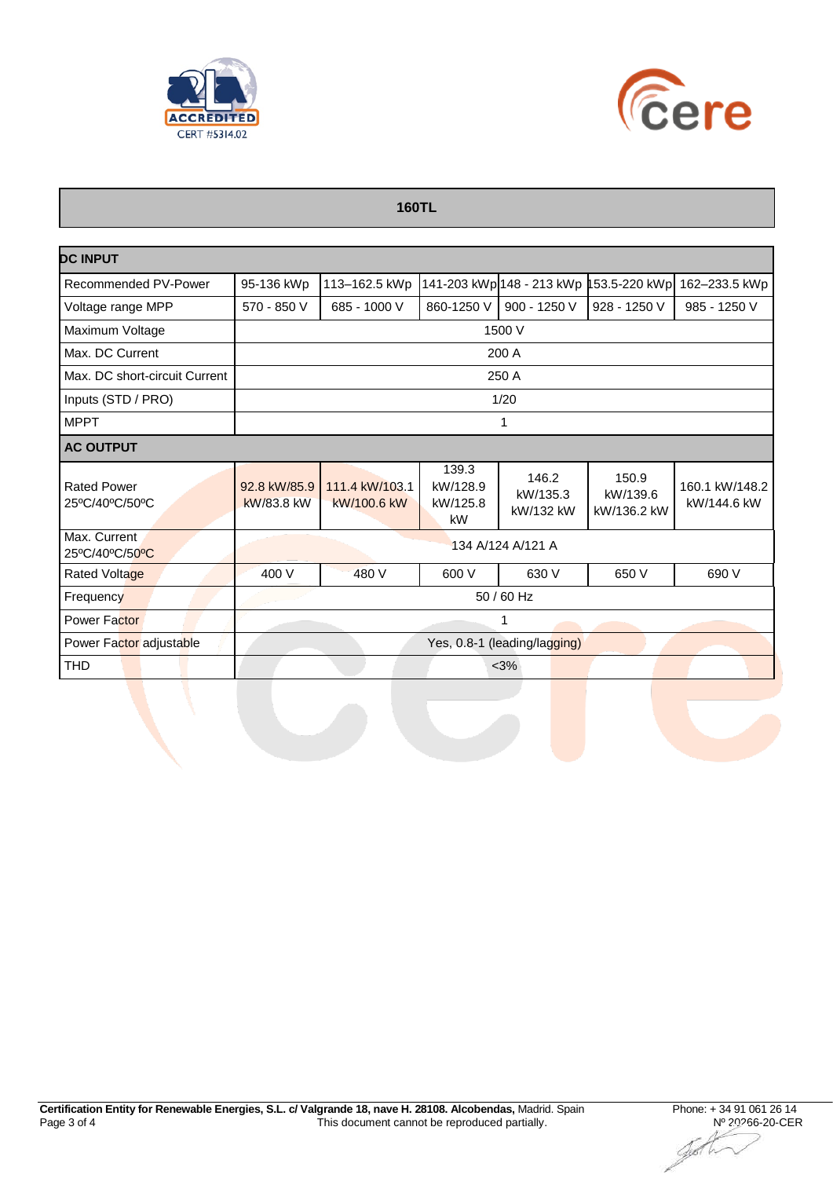## 160TL

| DC INPUT | | | | | | |
|---|---|---|---|---|---|---|
| Recommended PV-Power | 95-136 kWp | 113–162.5 kWp | 141-203 kWp | 148 - 213 kWp | 153.5-220 kWp | 162–233.5 kWp |
| Voltage range MPP | 570 - 850 V | 685 - 1000 V | 860-1250 V | 900 - 1250 V | 928 - 1250 V | 985 - 1250 V |
| Maximum Voltage | 1500 V | | | | | |
| Max. DC Current | 200 A | | | | | |
| Max. DC short-circuit Current | 250 A | | | | | |
| Inputs (STD / PRO) | 1/20 | | | | | |
| MPPT | 1 | | | | | |
| **AC OUTPUT** | | | | | | |
| Rated Power 25ºC/40ºC/50ºC | 92.8 kW/85.9 kW/83.8 kW | 111.4 kW/103.1 kW/100.6 kW | 139.3 kW/128.9 kW/125.8 kW | 146.2 kW/135.3 kW/132 kW | 150.9 kW/139.6 kW/136.2 kW | 160.1 kW/148.2 kW/144.6 kW |
| Max. Current 25ºC/40ºC/50ºC | 134 A/124 A/121 A | | | | | |
| Rated Voltage | 400 V | 480 V | 600 V | 630 V | 650 V | 690 V |
| Frequency | 50 / 60 Hz | | | | | |
| Power Factor | 1 | | | | | |
| Power Factor adjustable | Yes, 0.8-1 (leading/lagging) | | | | | |
| THD | <3% | | | | | |

**Certification Entity for Renewable Energies, S.L. c/ Valgrande 18, nave H. 28108. Alcobendas,** Madrid. Spain Phone: + 34 91 061 26 14

This document cannot be reproduced partially. Nº 20266-20-CER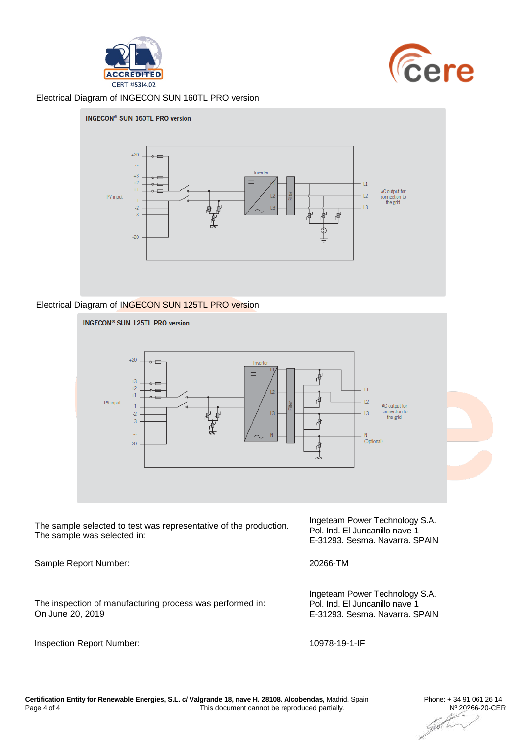Electrical Diagram of INGECON SUN 160TL PRO version

INGECON® SUN 160TL PRO version

+20
...
+3
+2
+1
PV input
-1
-2
-3
...
-20
Inverter
L1
L2
L3
Filter
L1
L2
L3
AC output for connection to the grid

Electrical Diagram of INGECON SUN 125TL PRO version

INGECON® SUN 125TL PRO version

+20
...
+3
+2
+1
PV input
-1
-2
-3
...
-20
Inverter
L1
L2
L3
N
Filter
L1
L2
L3
N
(Optional)
AC output for connection to the grid

| | |
|---|---|
| The sample selected to test was representative of the production. The sample was selected in: | Ingeteam Power Technology S.A. Pol. Ind. El Juncanillo nave 1 E-31293. Sesma. Navarra. SPAIN |
| Sample Report Number: | 20266-TM |
| The inspection of manufacturing process was performed in: On June 20, 2019 | Ingeteam Power Technology S.A. Pol. Ind. El Juncanillo nave 1 E-31293. Sesma. Navarra. SPAIN |
| Inspection Report Number: | 10978-19-1-IF |

**Certification Entity for Renewable Energies, S.L. c/ Valgrande 18, nave H. 28108. Alcobendas,** Madrid. Spain    Phone: + 34 91 061 26 14

This document cannot be reproduced partially.    Nº 20266-20-CER